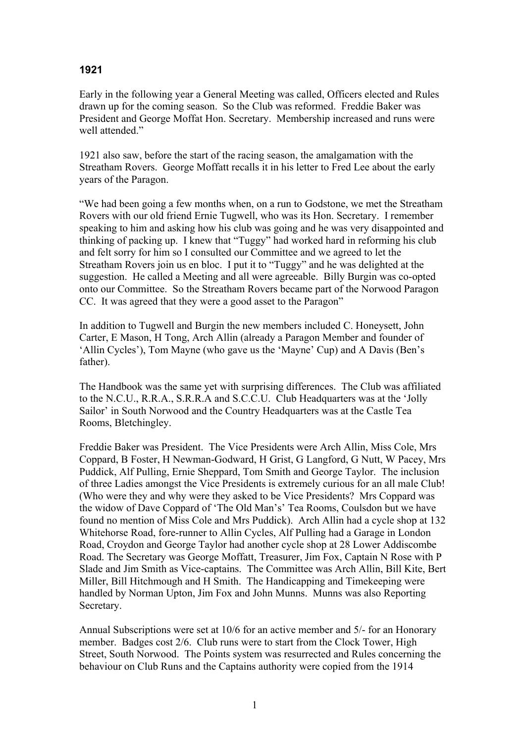### 1921

Early in the following year a General Meeting was called, Officers elected and Rules drawn up for the coming season. So the Club was reformed. Freddie Baker was President and George Moffat Hon. Secretary. Membership increased and runs were well attended."

1921 also saw, before the start of the racing season, the amalgamation with the Streatham Rovers. George Moffatt recalls it in his letter to Fred Lee about the early years of the Paragon.

"We had been going a few months when, on a run to Godstone, we met the Streatham Rovers with our old friend Ernie Tugwell, who was its Hon. Secretary. I remember speaking to him and asking how his club was going and he was very disappointed and thinking of packing up. I knew that "Tuggy" had worked hard in reforming his club and felt sorry for him so I consulted our Committee and we agreed to let the Streatham Rovers join us en bloc. I put it to "Tuggy" and he was delighted at the suggestion. He called a Meeting and all were agreeable. Billy Burgin was co-opted onto our Committee. So the Streatham Rovers became part of the Norwood Paragon CC. It was agreed that they were a good asset to the Paragon"

In addition to Tugwell and Burgin the new members included C. Honeysett, John Carter, E Mason, H Tong, Arch Allin (already a Paragon Member and founder of 'Allin Cycles'), Tom Mayne (who gave us the 'Mayne' Cup) and A Davis (Ben's father).

The Handbook was the same yet with surprising differences. The Club was affiliated to the N.C.U., R.R.A., S.R.R.A and S.C.C.U. Club Headquarters was at the 'Jolly Sailor' in South Norwood and the Country Headquarters was at the Castle Tea Rooms, Bletchingley.

Freddie Baker was President. The Vice Presidents were Arch Allin, Miss Cole, Mrs Coppard, B Foster, H Newman-Godward, H Grist, G Langford, G Nutt, W Pacey, Mrs Puddick, Alf Pulling, Ernie Sheppard, Tom Smith and George Taylor. The inclusion of three Ladies amongst the Vice Presidents is extremely curious for an all male Club! (Who were they and why were they asked to be Vice Presidents? Mrs Coppard was the widow of Dave Coppard of 'The Old Man's' Tea Rooms, Coulsdon but we have found no mention of Miss Cole and Mrs Puddick). Arch Allin had a cycle shop at 132 Whitehorse Road, fore-runner to Allin Cycles, Alf Pulling had a Garage in London Road, Croydon and George Taylor had another cycle shop at 28 Lower Addiscombe Road. The Secretary was George Moffatt, Treasurer, Jim Fox, Captain N Rose with P Slade and Jim Smith as Vice-captains. The Committee was Arch Allin, Bill Kite, Bert Miller, Bill Hitchmough and H Smith. The Handicapping and Timekeeping were handled by Norman Upton, Jim Fox and John Munns. Munns was also Reporting Secretary.

Annual Subscriptions were set at 10/6 for an active member and 5/- for an Honorary member. Badges cost 2/6. Club runs were to start from the Clock Tower, High Street, South Norwood. The Points system was resurrected and Rules concerning the behaviour on Club Runs and the Captains authority were copied from the 1914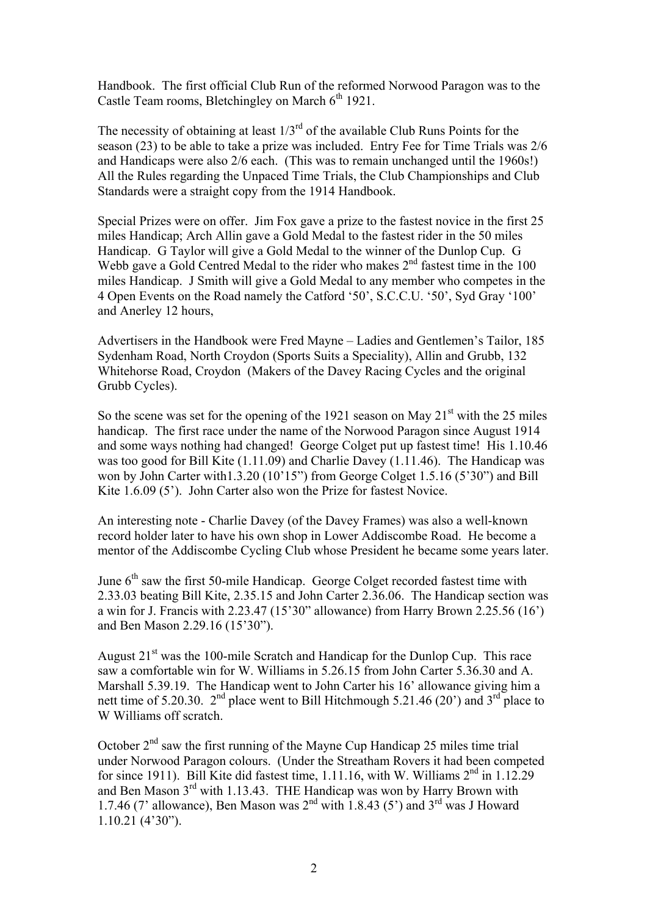Handbook. The first official Club Run of the reformed Norwood Paragon was to the Castle Team rooms, Bletchingley on March 6th 1921.

The necessity of obtaining at least 1/3rd of the available Club Runs Points for the season (23) to be able to take a prize was included. Entry Fee for Time Trials was 2/6 and Handicaps were also 2/6 each. (This was to remain unchanged until the 1960s!) All the Rules regarding the Unpaced Time Trials, the Club Championships and Club Standards were a straight copy from the 1914 Handbook.

Special Prizes were on offer. Jim Fox gave a prize to the fastest novice in the first 25 miles Handicap; Arch Allin gave a Gold Medal to the fastest rider in the 50 miles Handicap. G Taylor will give a Gold Medal to the winner of the Dunlop Cup. G Webb gave a Gold Centred Medal to the rider who makes 2nd fastest time in the 100 miles Handicap. J Smith will give a Gold Medal to any member who competes in the 4 Open Events on the Road namely the Catford '50', S.C.C.U. '50', Syd Gray '100' and Anerley 12 hours,

Advertisers in the Handbook were Fred Mayne – Ladies and Gentlemen's Tailor, 185 Sydenham Road, North Croydon (Sports Suits a Speciality), Allin and Grubb, 132 Whitehorse Road, Croydon (Makers of the Davey Racing Cycles and the original Grubb Cycles).

So the scene was set for the opening of the 1921 season on May 21st with the 25 miles handicap. The first race under the name of the Norwood Paragon since August 1914 and some ways nothing had changed! George Colget put up fastest time! His 1.10.46 was too good for Bill Kite (1.11.09) and Charlie Davey (1.11.46). The Handicap was won by John Carter with1.3.20 (10'15") from George Colget 1.5.16 (5'30") and Bill Kite 1.6.09 (5'). John Carter also won the Prize for fastest Novice.

An interesting note - Charlie Davey (of the Davey Frames) was also a well-known record holder later to have his own shop in Lower Addiscombe Road. He become a mentor of the Addiscombe Cycling Club whose President he became some years later.

June 6th saw the first 50-mile Handicap. George Colget recorded fastest time with 2.33.03 beating Bill Kite, 2.35.15 and John Carter 2.36.06. The Handicap section was a win for J. Francis with 2.23.47 (15'30" allowance) from Harry Brown 2.25.56 (16') and Ben Mason 2.29.16 (15'30").

August 21st was the 100-mile Scratch and Handicap for the Dunlop Cup. This race saw a comfortable win for W. Williams in 5.26.15 from John Carter 5.36.30 and A. Marshall 5.39.19. The Handicap went to John Carter his 16' allowance giving him a nett time of 5.20.30. 2nd place went to Bill Hitchmough 5.21.46 (20') and 3rd place to W Williams off scratch.

October 2nd saw the first running of the Mayne Cup Handicap 25 miles time trial under Norwood Paragon colours. (Under the Streatham Rovers it had been competed for since 1911). Bill Kite did fastest time, 1.11.16, with W. Williams 2nd in 1.12.29 and Ben Mason 3rd with 1.13.43. THE Handicap was won by Harry Brown with 1.7.46 (7' allowance), Ben Mason was 2nd with 1.8.43 (5') and 3rd was J Howard 1.10.21 (4'30").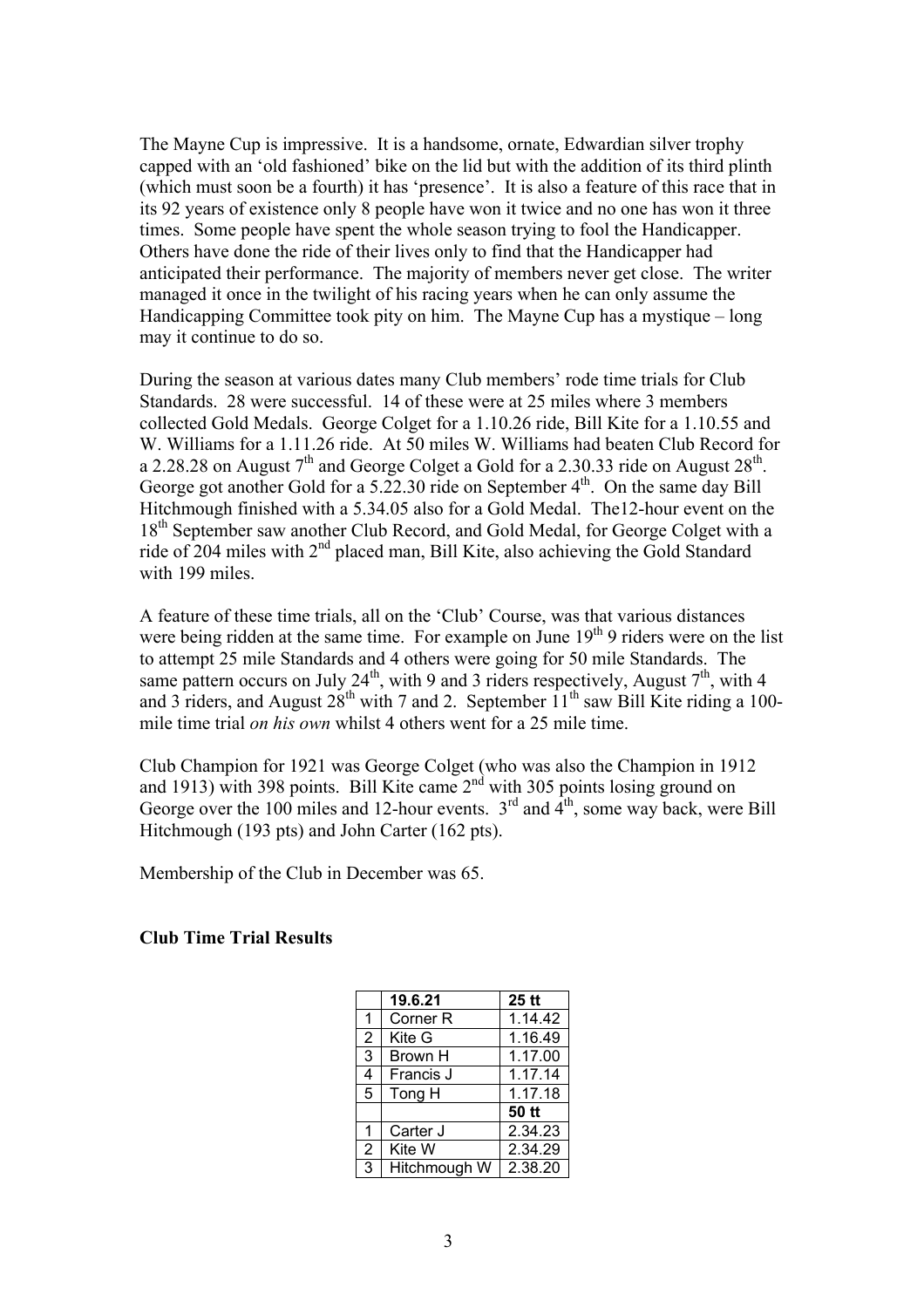The Mayne Cup is impressive. It is a handsome, ornate, Edwardian silver trophy capped with an 'old fashioned' bike on the lid but with the addition of its third plinth (which must soon be a fourth) it has 'presence'. It is also a feature of this race that in its 92 years of existence only 8 people have won it twice and no one has won it three times. Some people have spent the whole season trying to fool the Handicapper. Others have done the ride of their lives only to find that the Handicapper had anticipated their performance. The majority of members never get close. The writer managed it once in the twilight of his racing years when he can only assume the Handicapping Committee took pity on him. The Mayne Cup has a mystique – long may it continue to do so.

During the season at various dates many Club members' rode time trials for Club Standards. 28 were successful. 14 of these were at 25 miles where 3 members collected Gold Medals. George Colget for a 1.10.26 ride, Bill Kite for a 1.10.55 and W. Williams for a 1.11.26 ride. At 50 miles W. Williams had beaten Club Record for a 2.28.28 on August 7th and George Colget a Gold for a 2.30.33 ride on August 28th. George got another Gold for a 5.22.30 ride on September 4th. On the same day Bill Hitchmough finished with a 5.34.05 also for a Gold Medal. The12-hour event on the 18th September saw another Club Record, and Gold Medal, for George Colget with a ride of 204 miles with 2nd placed man, Bill Kite, also achieving the Gold Standard with 199 miles.

A feature of these time trials, all on the 'Club' Course, was that various distances were being ridden at the same time. For example on June 19th 9 riders were on the list to attempt 25 mile Standards and 4 others were going for 50 mile Standards. The same pattern occurs on July 24th, with 9 and 3 riders respectively, August 7th, with 4 and 3 riders, and August 28th with 7 and 2. September 11th saw Bill Kite riding a 100-mile time trial *on his own* whilst 4 others went for a 25 mile time.

Club Champion for 1921 was George Colget (who was also the Champion in 1912 and 1913) with 398 points. Bill Kite came 2nd with 305 points losing ground on George over the 100 miles and 12-hour events. 3rd and 4th, some way back, were Bill Hitchmough (193 pts) and John Carter (162 pts).

Membership of the Club in December was 65.

**Club Time Trial Results**

| | 19.6.21 | 25 tt |
|---|---|---|
| 1 | Corner R | 1.14.42 |
| 2 | Kite G | 1.16.49 |
| 3 | Brown H | 1.17.00 |
| 4 | Francis J | 1.17.14 |
| 5 | Tong H | 1.17.18 |
| | | **50 tt** |
| 1 | Carter J | 2.34.23 |
| 2 | Kite W | 2.34.29 |
| 3 | Hitchmough W | 2.38.20 |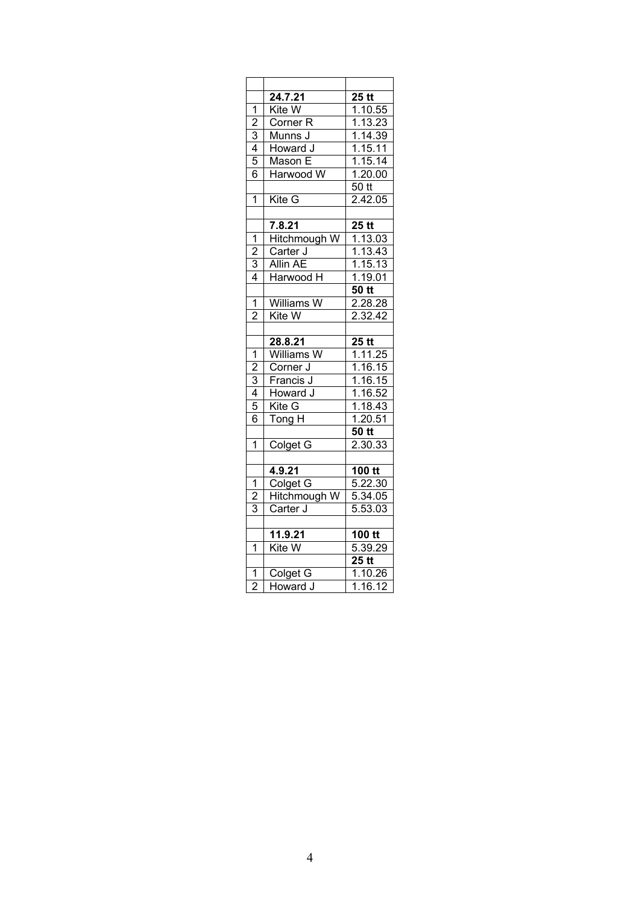| | | |
|---|---|---|
| | **24.7.21** | **25 tt** |
| 1 | Kite W | 1.10.55 |
| 2 | Corner R | 1.13.23 |
| 3 | Munns J | 1.14.39 |
| 4 | Howard J | 1.15.11 |
| 5 | Mason E | 1.15.14 |
| 6 | Harwood W | 1.20.00 |
| | | 50 tt |
| 1 | Kite G | 2.42.05 |
| | | |
| | **7.8.21** | **25 tt** |
| 1 | Hitchmough W | 1.13.03 |
| 2 | Carter J | 1.13.43 |
| 3 | Allin AE | 1.15.13 |
| 4 | Harwood H | 1.19.01 |
| | | **50 tt** |
| 1 | Williams W | 2.28.28 |
| 2 | Kite W | 2.32.42 |
| | | |
| | **28.8.21** | **25 tt** |
| 1 | Williams W | 1.11.25 |
| 2 | Corner J | 1.16.15 |
| 3 | Francis J | 1.16.15 |
| 4 | Howard J | 1.16.52 |
| 5 | Kite G | 1.18.43 |
| 6 | Tong H | 1.20.51 |
| | | **50 tt** |
| 1 | Colget G | 2.30.33 |
| | | |
| | **4.9.21** | **100 tt** |
| 1 | Colget G | 5.22.30 |
| 2 | Hitchmough W | 5.34.05 |
| 3 | Carter J | 5.53.03 |
| | | |
| | **11.9.21** | **100 tt** |
| 1 | Kite W | 5.39.29 |
| | | **25 tt** |
| 1 | Colget G | 1.10.26 |
| 2 | Howard J | 1.16.12 |